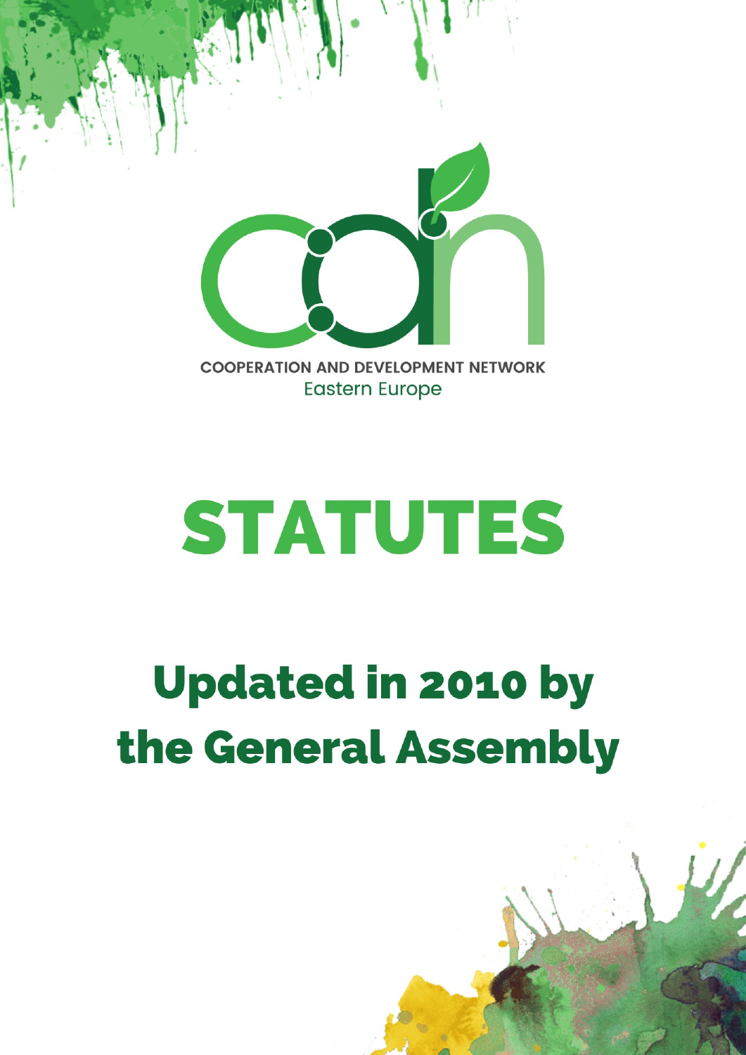COOPERATION AND DEVELOPMENT NETWORK
Eastern Europe

# STATUTES

## Updated in 2010 by the General Assembly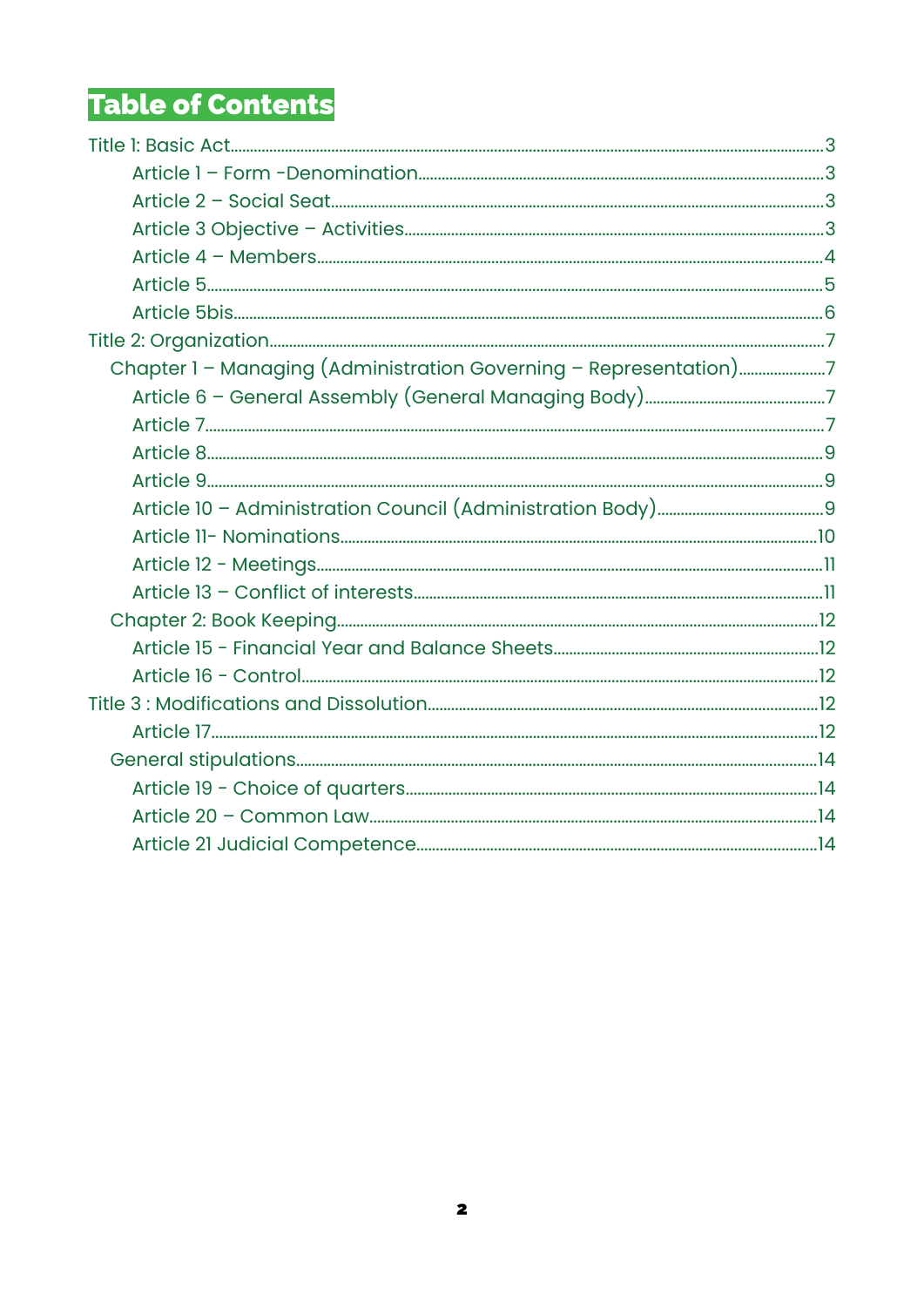# Table of Contents

- Title 1: Basic Act .... 3
    - Article 1 – Form -Denomination .... 3
    - Article 2 – Social Seat .... 3
    - Article 3 Objective – Activities .... 3
    - Article 4 – Members .... 4
    - Article 5 .... 5
    - Article 5bis .... 6
- Title 2: Organization .... 7
  - Chapter 1 – Managing (Administration Governing – Representation) .... 7
    - Article 6 – General Assembly (General Managing Body) .... 7
    - Article 7 .... 7
    - Article 8 .... 9
    - Article 9 .... 9
    - Article 10 – Administration Council (Administration Body) .... 9
    - Article 11- Nominations .... 10
    - Article 12 - Meetings .... 11
    - Article 13 – Conflict of interests .... 11
  - Chapter 2: Book Keeping .... 12
    - Article 15 - Financial Year and Balance Sheets .... 12
    - Article 16 - Control .... 12
- Title 3 : Modifications and Dissolution .... 12
    - Article 17 .... 12
  - General stipulations .... 14
    - Article 19 - Choice of quarters .... 14
    - Article 20 – Common Law .... 14
    - Article 21 Judicial Competence .... 14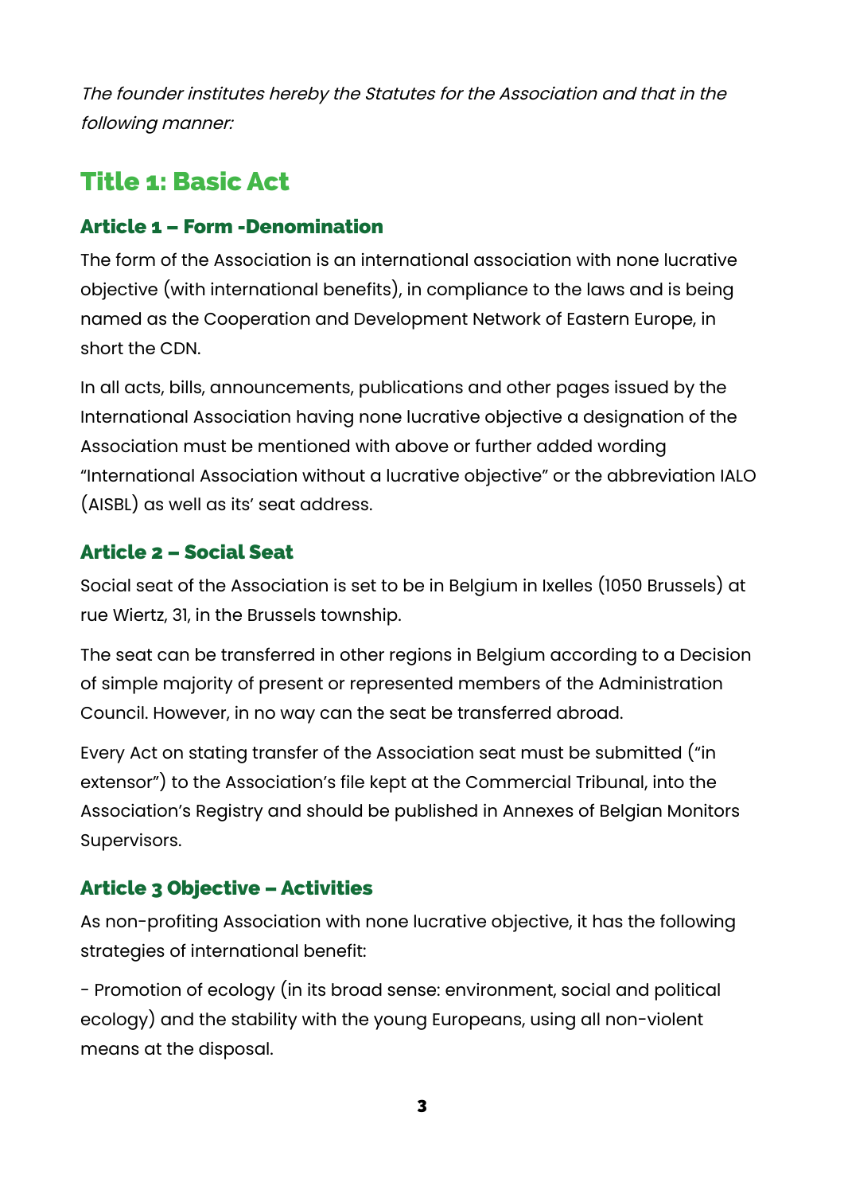*The founder institutes hereby the Statutes for the Association and that in the following manner:*

## Title 1: Basic Act

### Article 1 – Form -Denomination

The form of the Association is an international association with none lucrative objective (with international benefits), in compliance to the laws and is being named as the Cooperation and Development Network of Eastern Europe, in short the CDN.

In all acts, bills, announcements, publications and other pages issued by the International Association having none lucrative objective a designation of the Association must be mentioned with above or further added wording "International Association without a lucrative objective" or the abbreviation IALO (AISBL) as well as its' seat address.

### Article 2 – Social Seat

Social seat of the Association is set to be in Belgium in Ixelles (1050 Brussels) at rue Wiertz, 31, in the Brussels township.

The seat can be transferred in other regions in Belgium according to a Decision of simple majority of present or represented members of the Administration Council. However, in no way can the seat be transferred abroad.

Every Act on stating transfer of the Association seat must be submitted ("in extensor") to the Association's file kept at the Commercial Tribunal, into the Association's Registry and should be published in Annexes of Belgian Monitors Supervisors.

### Article 3 Objective – Activities

As non-profiting Association with none lucrative objective, it has the following strategies of international benefit:

- Promotion of ecology (in its broad sense: environment, social and political ecology) and the stability with the young Europeans, using all non-violent means at the disposal.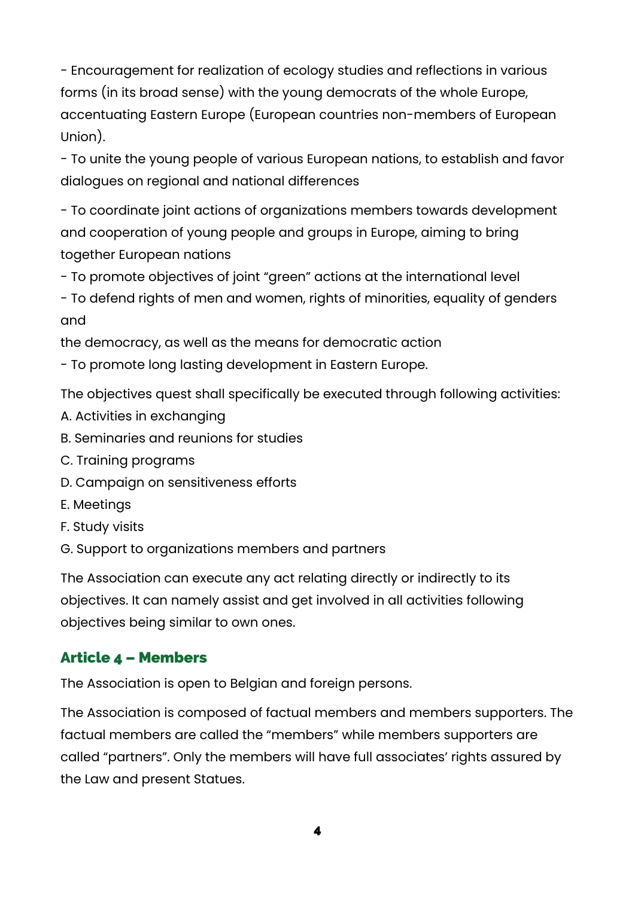- Encouragement for realization of ecology studies and reflections in various forms (in its broad sense) with the young democrats of the whole Europe, accentuating Eastern Europe (European countries non-members of European Union).
- To unite the young people of various European nations, to establish and favor dialogues on regional and national differences

- To coordinate joint actions of organizations members towards development and cooperation of young people and groups in Europe, aiming to bring together European nations
- To promote objectives of joint "green" actions at the international level
- To defend rights of men and women, rights of minorities, equality of genders and
the democracy, as well as the means for democratic action
- To promote long lasting development in Eastern Europe.

The objectives quest shall specifically be executed through following activities:

A. Activities in exchanging
B. Seminaries and reunions for studies
C. Training programs
D. Campaign on sensitiveness efforts
E. Meetings
F. Study visits
G. Support to organizations members and partners

The Association can execute any act relating directly or indirectly to its objectives. It can namely assist and get involved in all activities following objectives being similar to own ones.

## Article 4 – Members

The Association is open to Belgian and foreign persons.

The Association is composed of factual members and members supporters. The factual members are called the "members" while members supporters are called "partners". Only the members will have full associates' rights assured by the Law and present Statues.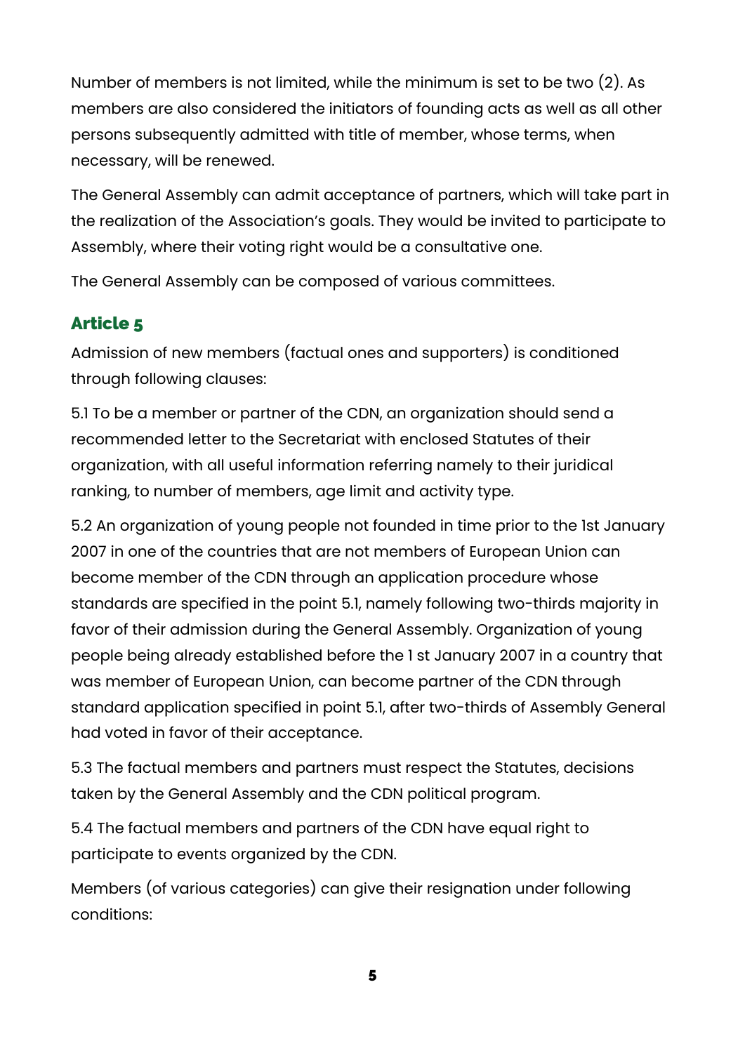Number of members is not limited, while the minimum is set to be two (2). As members are also considered the initiators of founding acts as well as all other persons subsequently admitted with title of member, whose terms, when necessary, will be renewed.

The General Assembly can admit acceptance of partners, which will take part in the realization of the Association's goals. They would be invited to participate to Assembly, where their voting right would be a consultative one.

The General Assembly can be composed of various committees.

## Article 5

Admission of new members (factual ones and supporters) is conditioned through following clauses:

5.1 To be a member or partner of the CDN, an organization should send a recommended letter to the Secretariat with enclosed Statutes of their organization, with all useful information referring namely to their juridical ranking, to number of members, age limit and activity type.

5.2 An organization of young people not founded in time prior to the 1st January 2007 in one of the countries that are not members of European Union can become member of the CDN through an application procedure whose standards are specified in the point 5.1, namely following two-thirds majority in favor of their admission during the General Assembly. Organization of young people being already established before the 1 st January 2007 in a country that was member of European Union, can become partner of the CDN through standard application specified in point 5.1, after two-thirds of Assembly General had voted in favor of their acceptance.

5.3 The factual members and partners must respect the Statutes, decisions taken by the General Assembly and the CDN political program.

5.4 The factual members and partners of the CDN have equal right to participate to events organized by the CDN.

Members (of various categories) can give their resignation under following conditions: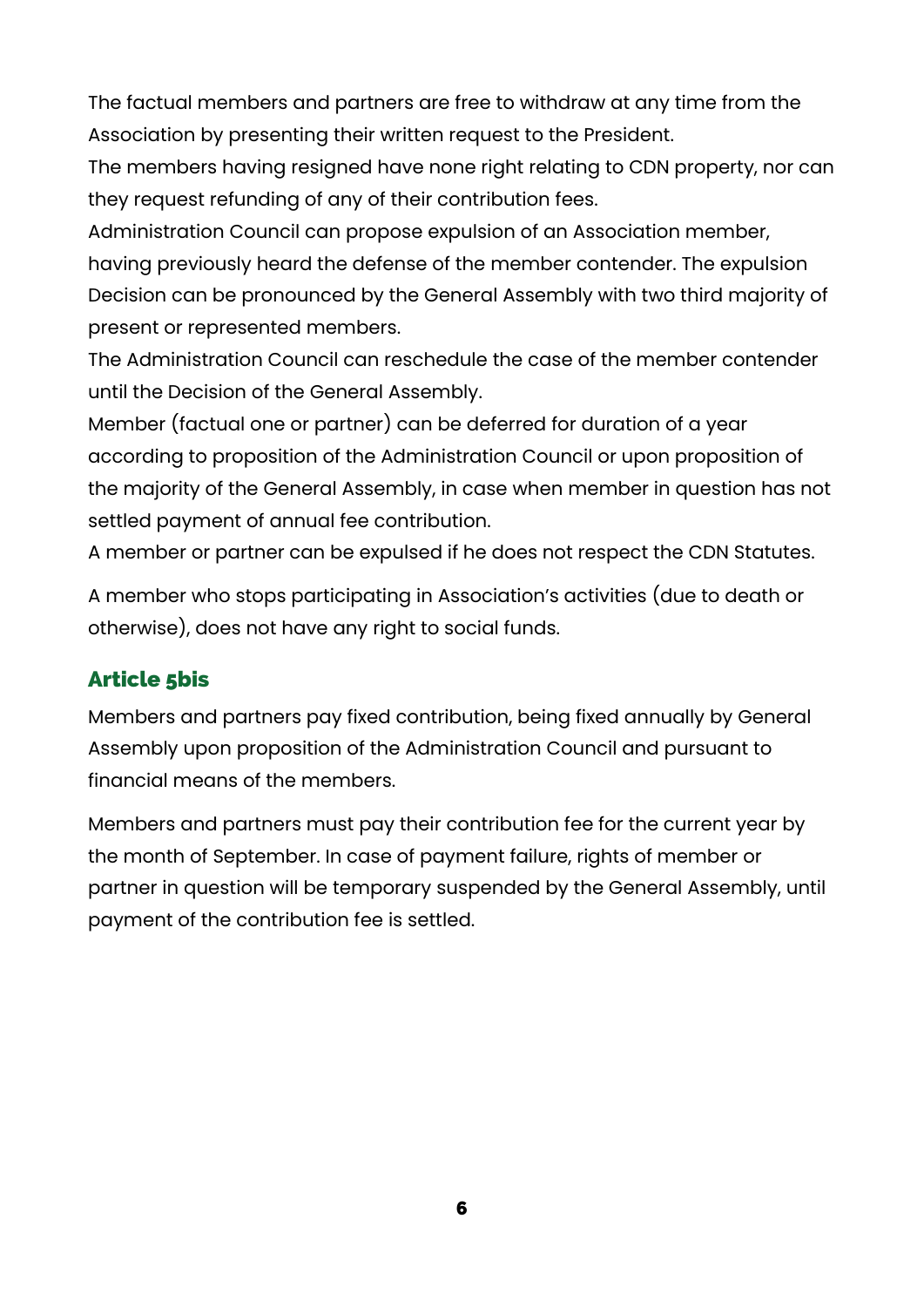The factual members and partners are free to withdraw at any time from the Association by presenting their written request to the President.

The members having resigned have none right relating to CDN property, nor can they request refunding of any of their contribution fees.

Administration Council can propose expulsion of an Association member, having previously heard the defense of the member contender. The expulsion Decision can be pronounced by the General Assembly with two third majority of present or represented members.

The Administration Council can reschedule the case of the member contender until the Decision of the General Assembly.

Member (factual one or partner) can be deferred for duration of a year according to proposition of the Administration Council or upon proposition of the majority of the General Assembly, in case when member in question has not settled payment of annual fee contribution.

A member or partner can be expulsed if he does not respect the CDN Statutes.

A member who stops participating in Association's activities (due to death or otherwise), does not have any right to social funds.

## Article 5bis

Members and partners pay fixed contribution, being fixed annually by General Assembly upon proposition of the Administration Council and pursuant to financial means of the members.

Members and partners must pay their contribution fee for the current year by the month of September. In case of payment failure, rights of member or partner in question will be temporary suspended by the General Assembly, until payment of the contribution fee is settled.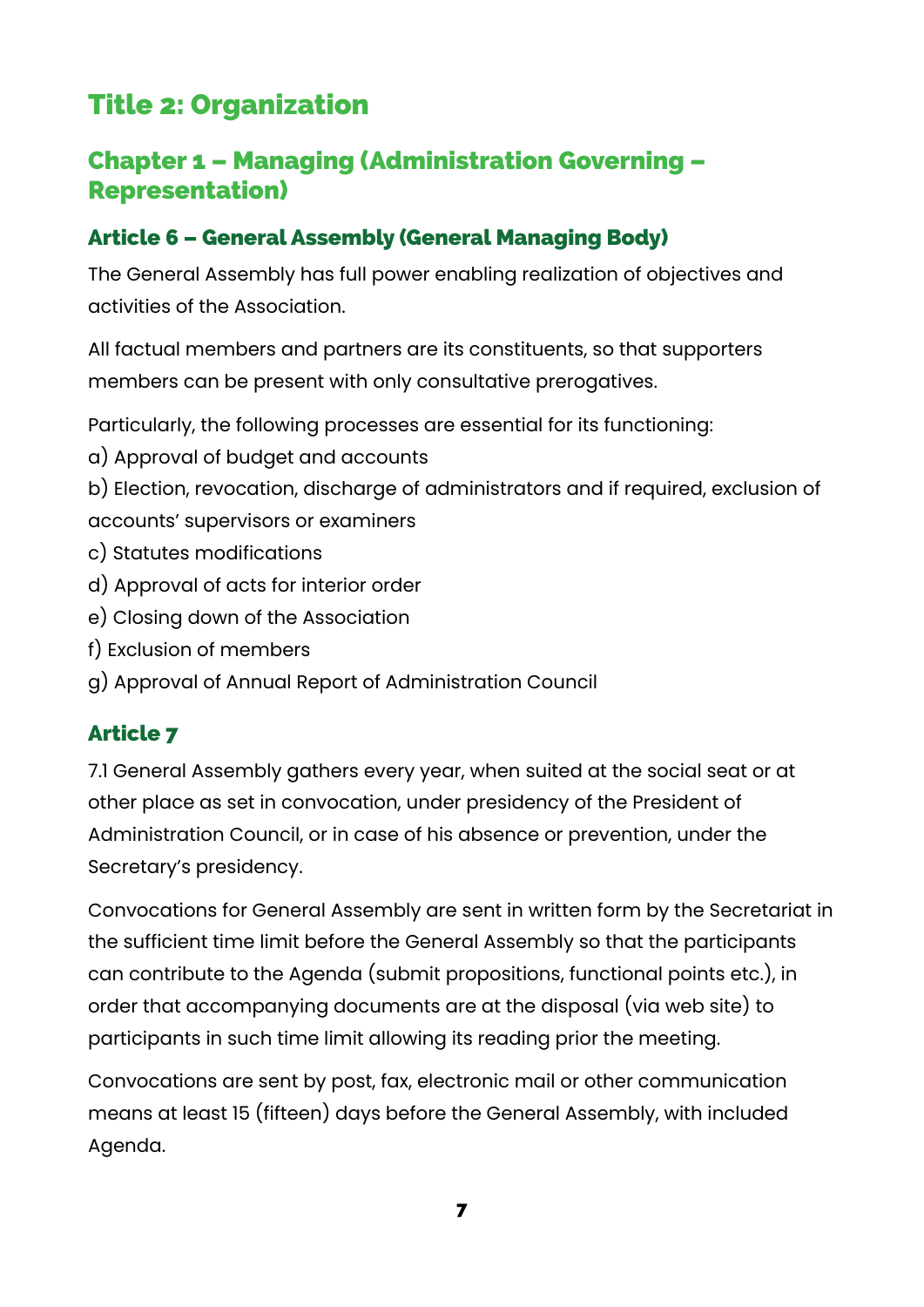# Title 2: Organization

## Chapter 1 – Managing (Administration Governing – Representation)

### Article 6 – General Assembly (General Managing Body)

The General Assembly has full power enabling realization of objectives and activities of the Association.

All factual members and partners are its constituents, so that supporters members can be present with only consultative prerogatives.

Particularly, the following processes are essential for its functioning:

a) Approval of budget and accounts

b) Election, revocation, discharge of administrators and if required, exclusion of accounts' supervisors or examiners

c) Statutes modifications

d) Approval of acts for interior order

e) Closing down of the Association

f) Exclusion of members

g) Approval of Annual Report of Administration Council

### Article 7

7.1 General Assembly gathers every year, when suited at the social seat or at other place as set in convocation, under presidency of the President of Administration Council, or in case of his absence or prevention, under the Secretary's presidency.

Convocations for General Assembly are sent in written form by the Secretariat in the sufficient time limit before the General Assembly so that the participants can contribute to the Agenda (submit propositions, functional points etc.), in order that accompanying documents are at the disposal (via web site) to participants in such time limit allowing its reading prior the meeting.

Convocations are sent by post, fax, electronic mail or other communication means at least 15 (fifteen) days before the General Assembly, with included Agenda.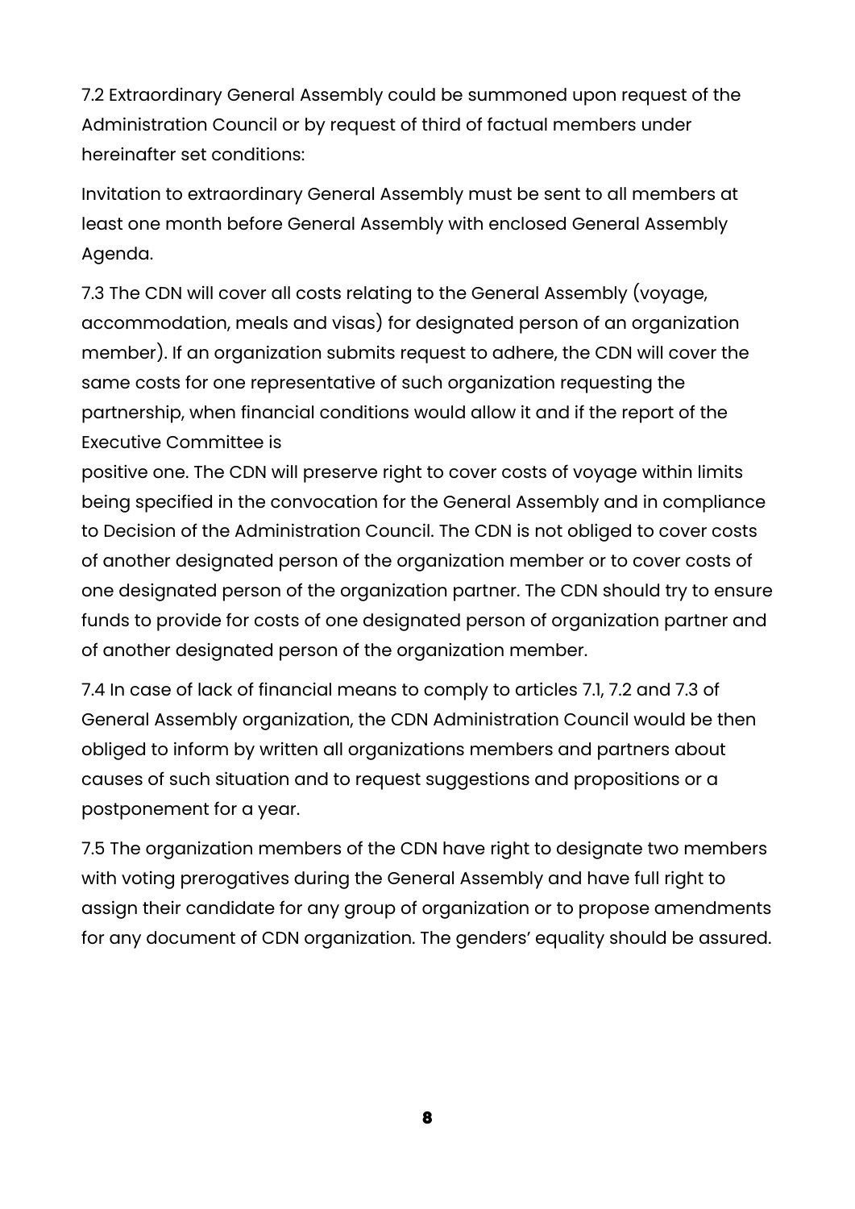7.2 Extraordinary General Assembly could be summoned upon request of the Administration Council or by request of third of factual members under hereinafter set conditions:

Invitation to extraordinary General Assembly must be sent to all members at least one month before General Assembly with enclosed General Assembly Agenda.

7.3 The CDN will cover all costs relating to the General Assembly (voyage, accommodation, meals and visas) for designated person of an organization member). If an organization submits request to adhere, the CDN will cover the same costs for one representative of such organization requesting the partnership, when financial conditions would allow it and if the report of the Executive Committee is positive one. The CDN will preserve right to cover costs of voyage within limits being specified in the convocation for the General Assembly and in compliance to Decision of the Administration Council. The CDN is not obliged to cover costs of another designated person of the organization member or to cover costs of one designated person of the organization partner. The CDN should try to ensure funds to provide for costs of one designated person of organization partner and of another designated person of the organization member.

7.4 In case of lack of financial means to comply to articles 7.1, 7.2 and 7.3 of General Assembly organization, the CDN Administration Council would be then obliged to inform by written all organizations members and partners about causes of such situation and to request suggestions and propositions or a postponement for a year.

7.5 The organization members of the CDN have right to designate two members with voting prerogatives during the General Assembly and have full right to assign their candidate for any group of organization or to propose amendments for any document of CDN organization. The genders' equality should be assured.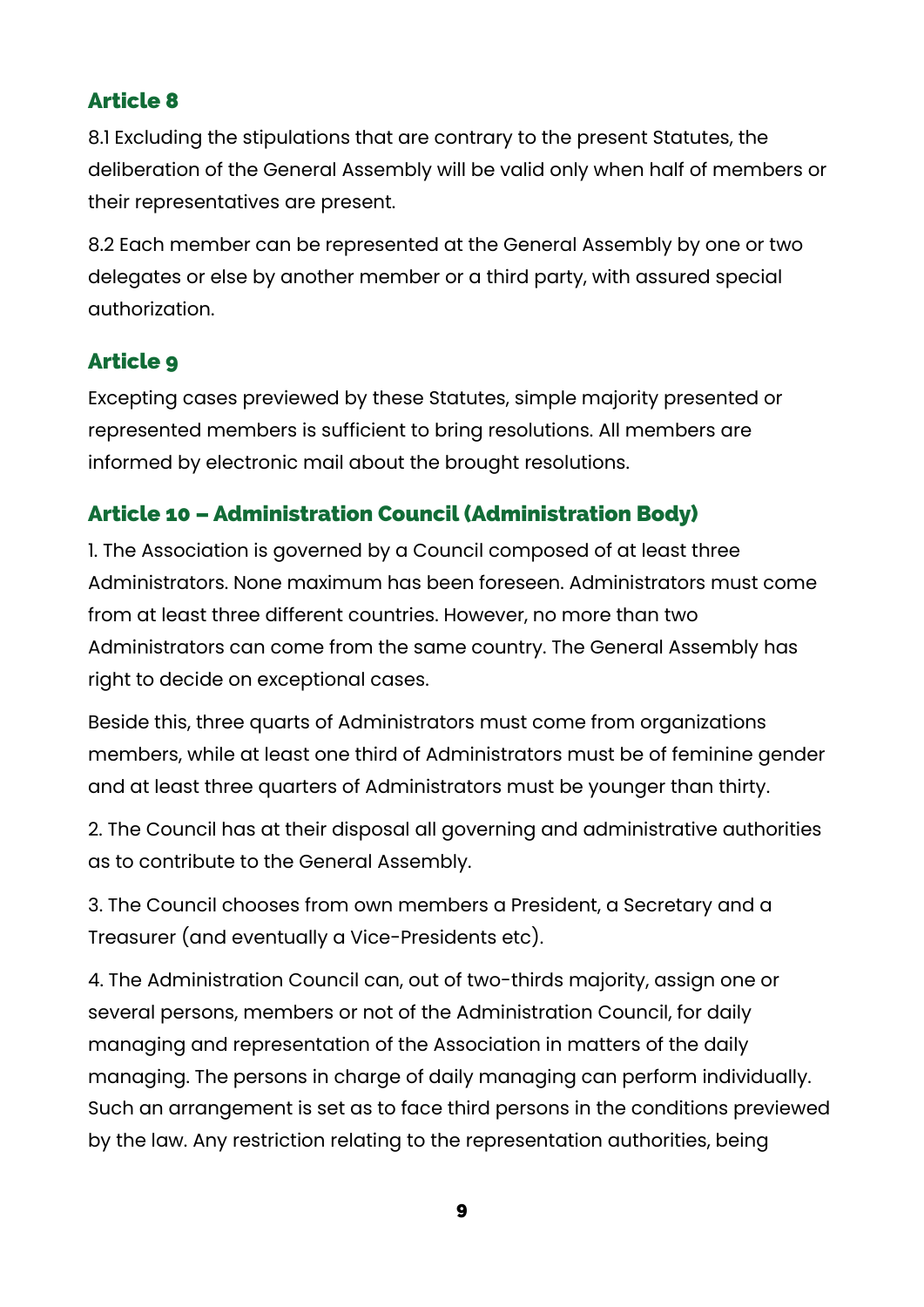## Article 8

8.1 Excluding the stipulations that are contrary to the present Statutes, the deliberation of the General Assembly will be valid only when half of members or their representatives are present.

8.2 Each member can be represented at the General Assembly by one or two delegates or else by another member or a third party, with assured special authorization.

## Article 9

Excepting cases previewed by these Statutes, simple majority presented or represented members is sufficient to bring resolutions. All members are informed by electronic mail about the brought resolutions.

## Article 10 – Administration Council (Administration Body)

1. The Association is governed by a Council composed of at least three Administrators. None maximum has been foreseen. Administrators must come from at least three different countries. However, no more than two Administrators can come from the same country. The General Assembly has right to decide on exceptional cases.

Beside this, three quarts of Administrators must come from organizations members, while at least one third of Administrators must be of feminine gender and at least three quarters of Administrators must be younger than thirty.

2. The Council has at their disposal all governing and administrative authorities as to contribute to the General Assembly.

3. The Council chooses from own members a President, a Secretary and a Treasurer (and eventually a Vice-Presidents etc).

4. The Administration Council can, out of two-thirds majority, assign one or several persons, members or not of the Administration Council, for daily managing and representation of the Association in matters of the daily managing. The persons in charge of daily managing can perform individually. Such an arrangement is set as to face third persons in the conditions previewed by the law. Any restriction relating to the representation authorities, being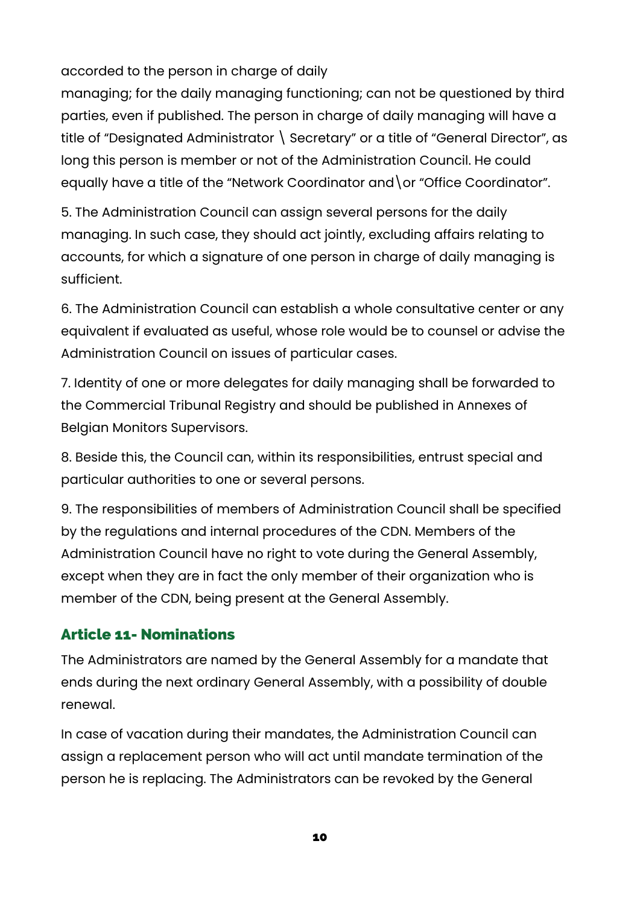accorded to the person in charge of daily managing; for the daily managing functioning; can not be questioned by third parties, even if published. The person in charge of daily managing will have a title of "Designated Administrator \ Secretary" or a title of "General Director", as long this person is member or not of the Administration Council. He could equally have a title of the "Network Coordinator and\or "Office Coordinator".

5. The Administration Council can assign several persons for the daily managing. In such case, they should act jointly, excluding affairs relating to accounts, for which a signature of one person in charge of daily managing is sufficient.

6. The Administration Council can establish a whole consultative center or any equivalent if evaluated as useful, whose role would be to counsel or advise the Administration Council on issues of particular cases.

7. Identity of one or more delegates for daily managing shall be forwarded to the Commercial Tribunal Registry and should be published in Annexes of Belgian Monitors Supervisors.

8. Beside this, the Council can, within its responsibilities, entrust special and particular authorities to one or several persons.

9. The responsibilities of members of Administration Council shall be specified by the regulations and internal procedures of the CDN. Members of the Administration Council have no right to vote during the General Assembly, except when they are in fact the only member of their organization who is member of the CDN, being present at the General Assembly.

## Article 11- Nominations

The Administrators are named by the General Assembly for a mandate that ends during the next ordinary General Assembly, with a possibility of double renewal.

In case of vacation during their mandates, the Administration Council can assign a replacement person who will act until mandate termination of the person he is replacing. The Administrators can be revoked by the General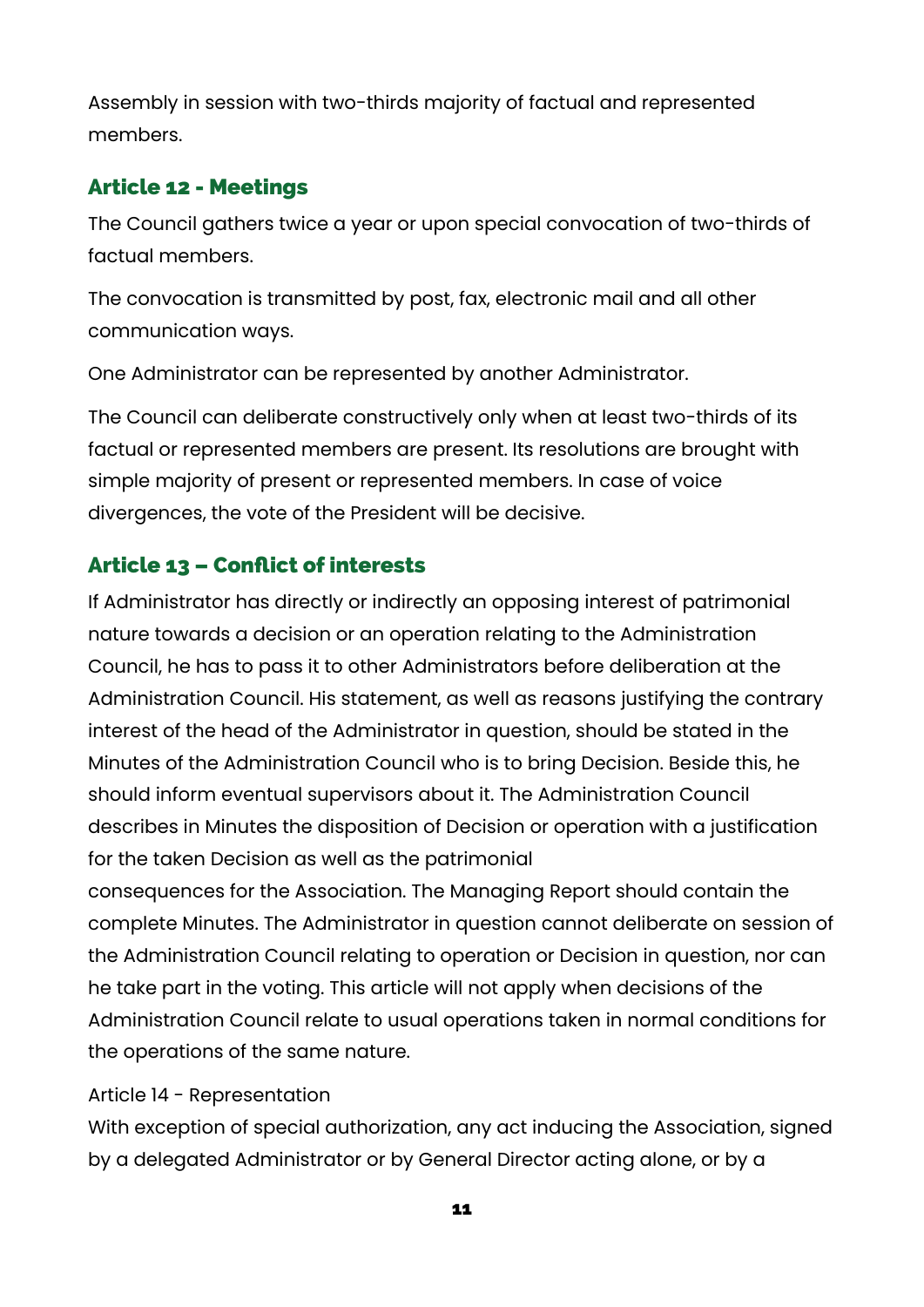Assembly in session with two-thirds majority of factual and represented members.

## Article 12 - Meetings

The Council gathers twice a year or upon special convocation of two-thirds of factual members.

The convocation is transmitted by post, fax, electronic mail and all other communication ways.

One Administrator can be represented by another Administrator.

The Council can deliberate constructively only when at least two-thirds of its factual or represented members are present. Its resolutions are brought with simple majority of present or represented members. In case of voice divergences, the vote of the President will be decisive.

## Article 13 – Conflict of interests

If Administrator has directly or indirectly an opposing interest of patrimonial nature towards a decision or an operation relating to the Administration Council, he has to pass it to other Administrators before deliberation at the Administration Council. His statement, as well as reasons justifying the contrary interest of the head of the Administrator in question, should be stated in the Minutes of the Administration Council who is to bring Decision. Beside this, he should inform eventual supervisors about it. The Administration Council describes in Minutes the disposition of Decision or operation with a justification for the taken Decision as well as the patrimonial consequences for the Association. The Managing Report should contain the complete Minutes. The Administrator in question cannot deliberate on session of the Administration Council relating to operation or Decision in question, nor can he take part in the voting. This article will not apply when decisions of the Administration Council relate to usual operations taken in normal conditions for the operations of the same nature.

Article 14 - Representation

With exception of special authorization, any act inducing the Association, signed by a delegated Administrator or by General Director acting alone, or by a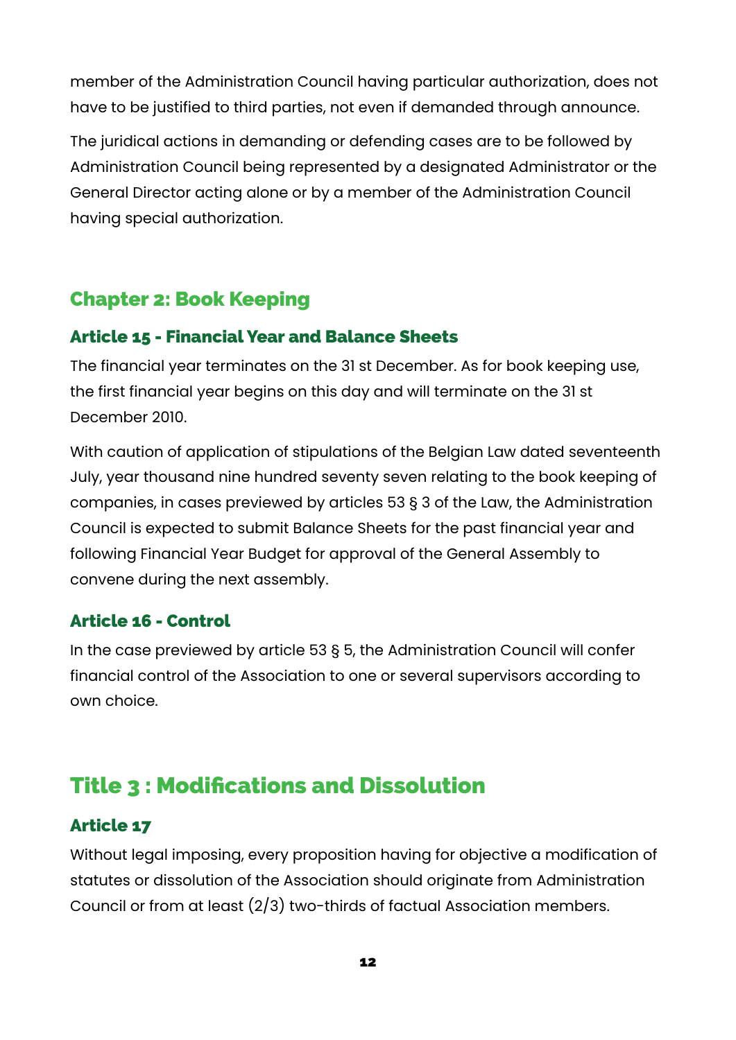member of the Administration Council having particular authorization, does not have to be justified to third parties, not even if demanded through announce.

The juridical actions in demanding or defending cases are to be followed by Administration Council being represented by a designated Administrator or the General Director acting alone or by a member of the Administration Council having special authorization.

## Chapter 2: Book Keeping

### Article 15 - Financial Year and Balance Sheets

The financial year terminates on the 31 st December. As for book keeping use, the first financial year begins on this day and will terminate on the 31 st December 2010.

With caution of application of stipulations of the Belgian Law dated seventeenth July, year thousand nine hundred seventy seven relating to the book keeping of companies, in cases previewed by articles 53 § 3 of the Law, the Administration Council is expected to submit Balance Sheets for the past financial year and following Financial Year Budget for approval of the General Assembly to convene during the next assembly.

### Article 16 - Control

In the case previewed by article 53 § 5, the Administration Council will confer financial control of the Association to one or several supervisors according to own choice.

# Title 3 : Modifications and Dissolution

### Article 17

Without legal imposing, every proposition having for objective a modification of statutes or dissolution of the Association should originate from Administration Council or from at least (2/3) two-thirds of factual Association members.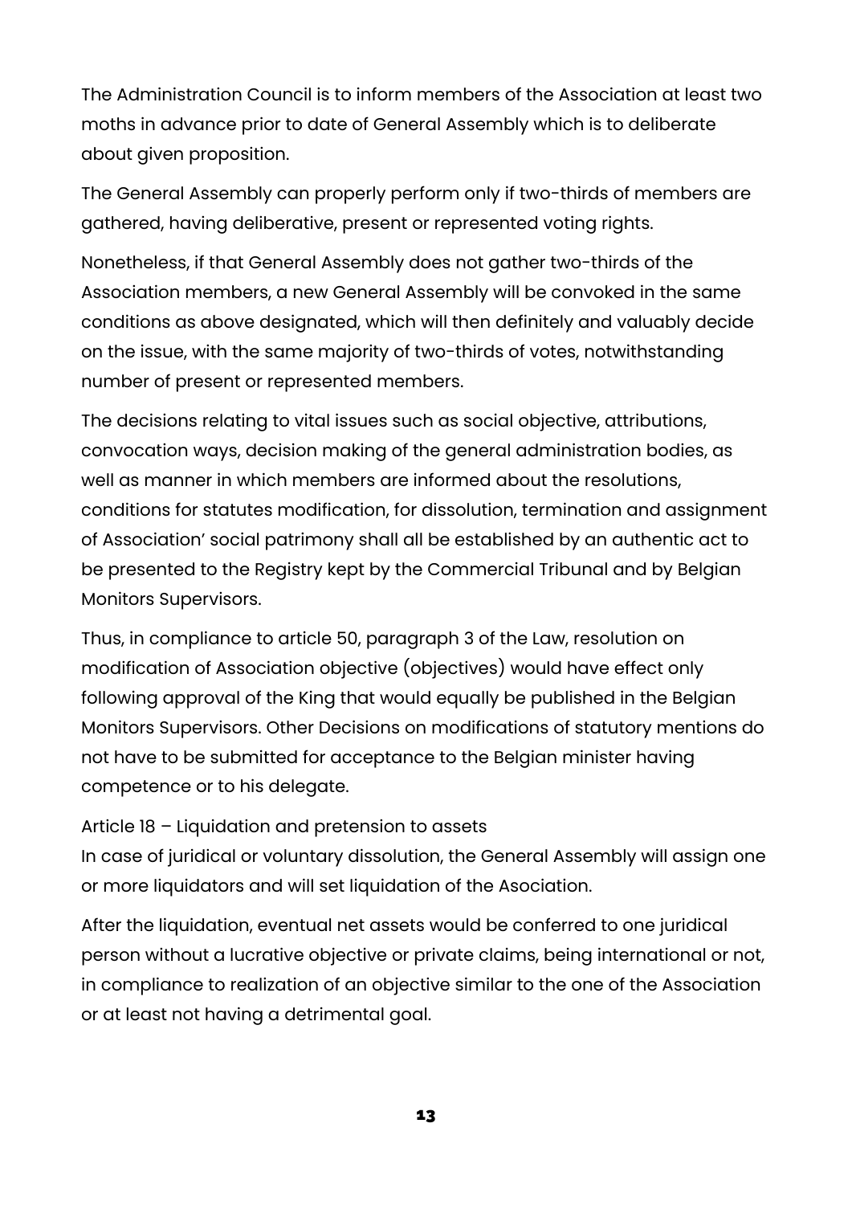The Administration Council is to inform members of the Association at least two moths in advance prior to date of General Assembly which is to deliberate about given proposition.

The General Assembly can properly perform only if two-thirds of members are gathered, having deliberative, present or represented voting rights.

Nonetheless, if that General Assembly does not gather two-thirds of the Association members, a new General Assembly will be convoked in the same conditions as above designated, which will then definitely and valuably decide on the issue, with the same majority of two-thirds of votes, notwithstanding number of present or represented members.

The decisions relating to vital issues such as social objective, attributions, convocation ways, decision making of the general administration bodies, as well as manner in which members are informed about the resolutions, conditions for statutes modification, for dissolution, termination and assignment of Association' social patrimony shall all be established by an authentic act to be presented to the Registry kept by the Commercial Tribunal and by Belgian Monitors Supervisors.

Thus, in compliance to article 50, paragraph 3 of the Law, resolution on modification of Association objective (objectives) would have effect only following approval of the King that would equally be published in the Belgian Monitors Supervisors. Other Decisions on modifications of statutory mentions do not have to be submitted for acceptance to the Belgian minister having competence or to his delegate.

Article 18 – Liquidation and pretension to assets
In case of juridical or voluntary dissolution, the General Assembly will assign one or more liquidators and will set liquidation of the Asociation.

After the liquidation, eventual net assets would be conferred to one juridical person without a lucrative objective or private claims, being international or not, in compliance to realization of an objective similar to the one of the Association or at least not having a detrimental goal.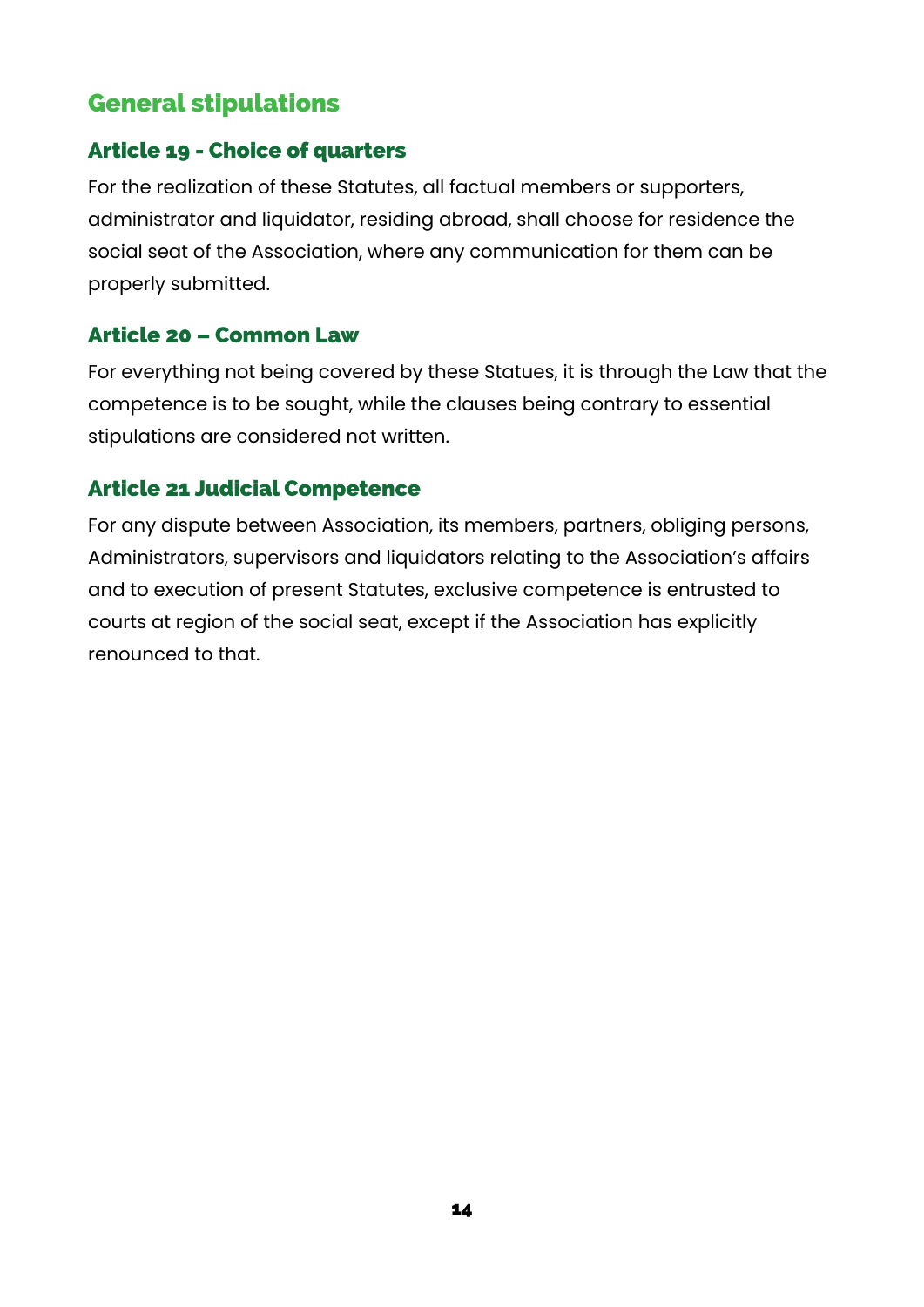## General stipulations

### Article 19 - Choice of quarters

For the realization of these Statutes, all factual members or supporters, administrator and liquidator, residing abroad, shall choose for residence the social seat of the Association, where any communication for them can be properly submitted.

### Article 20 – Common Law

For everything not being covered by these Statues, it is through the Law that the competence is to be sought, while the clauses being contrary to essential stipulations are considered not written.

### Article 21 Judicial Competence

For any dispute between Association, its members, partners, obliging persons, Administrators, supervisors and liquidators relating to the Association's affairs and to execution of present Statutes, exclusive competence is entrusted to courts at region of the social seat, except if the Association has explicitly renounced to that.